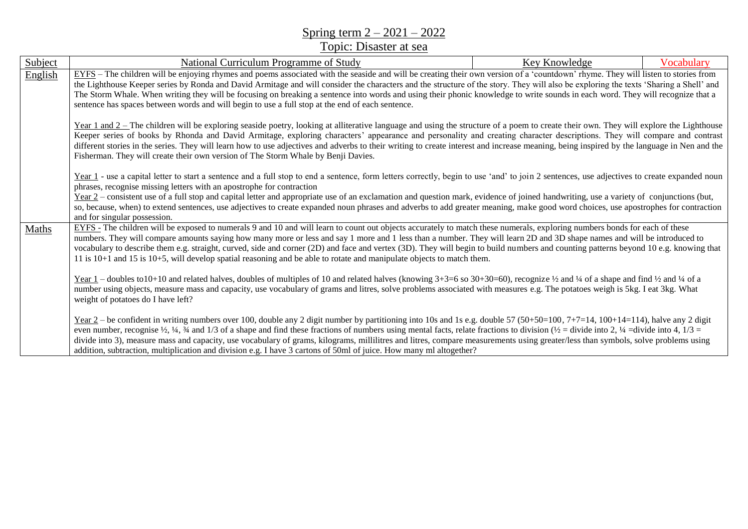# Spring term 2 – 2021 – 2022

## Topic: Disaster at sea

| Subject | National Curriculum Programme of Study | Key Knowledge | Vocabulary |
|---|---|---|---|
| English | EYFS – The children will be enjoying rhymes and poems associated with the seaside and will be creating their own version of a 'countdown' rhyme. They will listen to stories from the Lighthouse Keeper series by Ronda and David Armitage and will consider the characters and the structure of the story. They will also be exploring the texts 'Sharing a Shell' and The Storm Whale. When writing they will be focusing on breaking a sentence into words and using their phonic knowledge to write sounds in each word. They will recognize that a sentence has spaces between words and will begin to use a full stop at the end of each sentence.<br><br>Year 1 and 2 – The children will be exploring seaside poetry, looking at alliterative language and using the structure of a poem to create their own. They will explore the Lighthouse Keeper series of books by Rhonda and David Armitage, exploring characters' appearance and personality and creating character descriptions. They will compare and contrast different stories in the series. They will learn how to use adjectives and adverbs to their writing to create interest and increase meaning, being inspired by the language in Nen and the Fisherman. They will create their own version of The Storm Whale by Benji Davies.<br><br>Year 1 - use a capital letter to start a sentence and a full stop to end a sentence, form letters correctly, begin to use 'and' to join 2 sentences, use adjectives to create expanded noun phrases, recognise missing letters with an apostrophe for contraction<br>Year 2 – consistent use of a full stop and capital letter and appropriate use of an exclamation and question mark, evidence of joined handwriting, use a variety of conjunctions (but, so, because, when) to extend sentences, use adjectives to create expanded noun phrases and adverbs to add greater meaning, make good word choices, use apostrophes for contraction and for singular possession. | | |
| Maths | EYFS - The children will be exposed to numerals 9 and 10 and will learn to count out objects accurately to match these numerals, exploring numbers bonds for each of these numbers. They will compare amounts saying how many more or less and say 1 more and 1 less than a number. They will learn 2D and 3D shape names and will be introduced to vocabulary to describe them e.g. straight, curved, side and corner (2D) and face and vertex (3D). They will begin to build numbers and counting patterns beyond 10 e.g. knowing that 11 is 10+1 and 15 is 10+5, will develop spatial reasoning and be able to rotate and manipulate objects to match them.<br><br>Year 1 – doubles to10+10 and related halves, doubles of multiples of 10 and related halves (knowing 3+3=6 so 30+30=60), recognize ½ and ¼ of a shape and find ½ and ¼ of a number using objects, measure mass and capacity, use vocabulary of grams and litres, solve problems associated with measures e.g. The potatoes weigh is 5kg. I eat 3kg. What weight of potatoes do I have left?<br><br>Year 2 – be confident in writing numbers over 100, double any 2 digit number by partitioning into 10s and 1s e.g. double 57 (50+50=100, 7+7=14, 100+14=114), halve any 2 digit even number, recognise ½, ¼, ¾ and 1/3 of a shape and find these fractions of numbers using mental facts, relate fractions to division (½ = divide into 2, ¼ =divide into 4, 1/3 = divide into 3), measure mass and capacity, use vocabulary of grams, kilograms, millilitres and litres, compare measurements using greater/less than symbols, solve problems using addition, subtraction, multiplication and division e.g. I have 3 cartons of 50ml of juice. How many ml altogether? | | |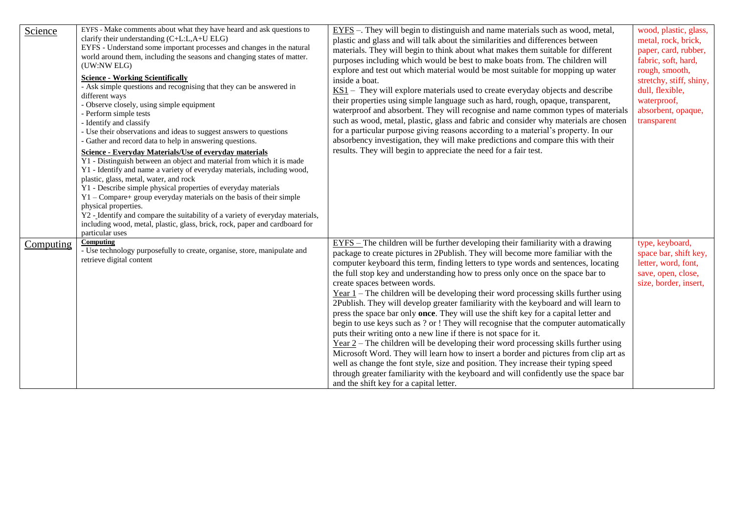| Science | EYFS - Make comments about what they have heard and ask questions to clarify their understanding (C+L:L,A+U ELG)<br>EYFS - Understand some important processes and changes in the natural world around them, including the seasons and changing states of matter. (UW:NW ELG)<br>**Science - Working Scientifically**<br>- Ask simple questions and recognising that they can be answered in different ways<br>- Observe closely, using simple equipment<br>- Perform simple tests<br>- Identify and classify<br>- Use their observations and ideas to suggest answers to questions<br>- Gather and record data to help in answering questions.<br>**Science - Everyday Materials/Use of everyday materials**<br>Y1 - Distinguish between an object and material from which it is made<br>Y1 - Identify and name a variety of everyday materials, including wood, plastic, glass, metal, water, and rock<br>Y1 - Describe simple physical properties of everyday materials<br>Y1 – Compare+ group everyday materials on the basis of their simple physical properties.<br>Y2 - Identify and compare the suitability of a variety of everyday materials, including wood, metal, plastic, glass, brick, rock, paper and cardboard for particular uses | EYFS –. They will begin to distinguish and name materials such as wood, metal, plastic and glass and will talk about the similarities and differences between materials. They will begin to think about what makes them suitable for different purposes including which would be best to make boats from. The children will explore and test out which material would be most suitable for mopping up water inside a boat.<br>KS1 – They will explore materials used to create everyday objects and describe their properties using simple language such as hard, rough, opaque, transparent, waterproof and absorbent. They will recognise and name common types of materials such as wood, metal, plastic, glass and fabric and consider why materials are chosen for a particular purpose giving reasons according to a material's property. In our absorbency investigation, they will make predictions and compare this with their results. They will begin to appreciate the need for a fair test. | wood, plastic, glass, metal, rock, brick, paper, card, rubber, fabric, soft, hard, rough, smooth, stretchy, stiff, shiny, dull, flexible, waterproof, absorbent, opaque, transparent |
|---|---|---|---|
| Computing | **Computing**<br>- Use technology purposefully to create, organise, store, manipulate and retrieve digital content | EYFS – The children will be further developing their familiarity with a drawing package to create pictures in 2Publish. They will become more familiar with the computer keyboard this term, finding letters to type words and sentences, locating the full stop key and understanding how to press only once on the space bar to create spaces between words.<br>Year 1 – The children will be developing their word processing skills further using 2Publish. They will develop greater familiarity with the keyboard and will learn to press the space bar only **once**. They will use the shift key for a capital letter and begin to use keys such as ? or ! They will recognise that the computer automatically puts their writing onto a new line if there is not space for it.<br>Year 2 – The children will be developing their word processing skills further using Microsoft Word. They will learn how to insert a border and pictures from clip art as well as change the font style, size and position. They increase their typing speed through greater familiarity with the keyboard and will confidently use the space bar and the shift key for a capital letter. | type, keyboard, space bar, shift key, letter, word, font, save, open, close, size, border, insert, |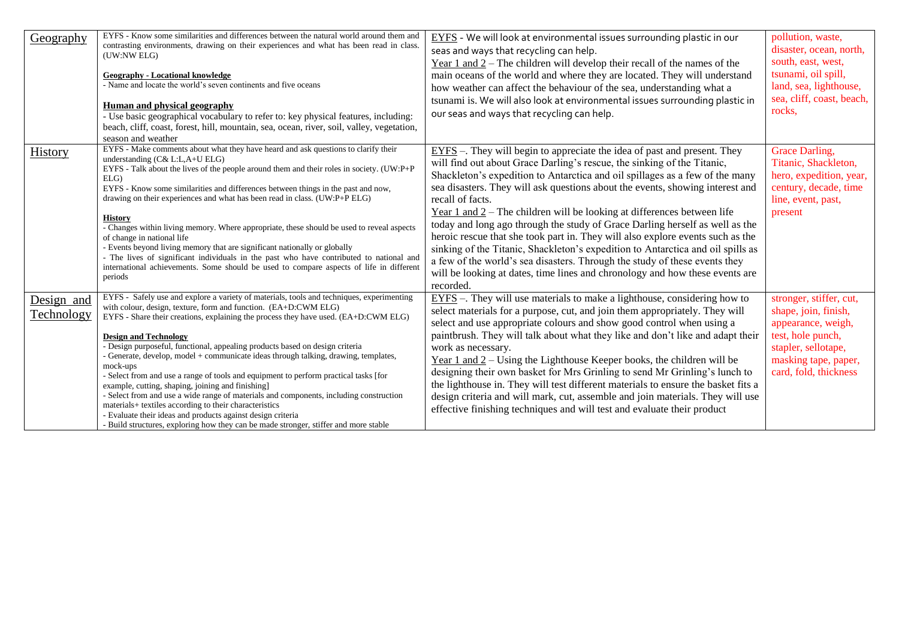| Geography | EYFS - Know some similarities and differences between the natural world around them and contrasting environments, drawing on their experiences and what has been read in class. (UW:NW ELG)<br><br>**Geography - Locational knowledge**<br>- Name and locate the world's seven continents and five oceans<br><br>**Human and physical geography**<br>- Use basic geographical vocabulary to refer to: key physical features, including: beach, cliff, coast, forest, hill, mountain, sea, ocean, river, soil, valley, vegetation, season and weather | EYFS - We will look at environmental issues surrounding plastic in our seas and ways that recycling can help.<br>Year 1 and 2 – The children will develop their recall of the names of the main oceans of the world and where they are located. They will understand how weather can affect the behaviour of the sea, understanding what a tsunami is. We will also look at environmental issues surrounding plastic in our seas and ways that recycling can help. | pollution, waste, disaster, ocean, north, south, east, west, tsunami, oil spill, land, sea, lighthouse, sea, cliff, coast, beach, rocks, |
|---|---|---|---|
| History | EYFS - Make comments about what they have heard and ask questions to clarify their understanding (C& L:L,A+U ELG)<br>EYFS - Talk about the lives of the people around them and their roles in society. (UW:P+P ELG)<br>EYFS - Know some similarities and differences between things in the past and now, drawing on their experiences and what has been read in class. (UW:P+P ELG)<br><br>**History**<br>- Changes within living memory. Where appropriate, these should be used to reveal aspects of change in national life<br>- Events beyond living memory that are significant nationally or globally<br>- The lives of significant individuals in the past who have contributed to national and international achievements. Some should be used to compare aspects of life in different periods | EYFS –. They will begin to appreciate the idea of past and present. They will find out about Grace Darling's rescue, the sinking of the Titanic, Shackleton's expedition to Antarctica and oil spillages as a few of the many sea disasters. They will ask questions about the events, showing interest and recall of facts.<br>Year 1 and 2 – The children will be looking at differences between life today and long ago through the study of Grace Darling herself as well as the heroic rescue that she took part in. They will also explore events such as the sinking of the Titanic, Shackleton's expedition to Antarctica and oil spills as a few of the world's sea disasters. Through the study of these events they will be looking at dates, time lines and chronology and how these events are recorded. | Grace Darling, Titanic, Shackleton, hero, expedition, year, century, decade, time line, event, past, present |
| Design and Technology | EYFS - Safely use and explore a variety of materials, tools and techniques, experimenting with colour, design, texture, form and function. (EA+D:CWM ELG)<br>EYFS - Share their creations, explaining the process they have used. (EA+D:CWM ELG)<br><br>**Design and Technology**<br>- Design purposeful, functional, appealing products based on design criteria<br>- Generate, develop, model + communicate ideas through talking, drawing, templates, mock-ups<br>- Select from and use a range of tools and equipment to perform practical tasks [for example, cutting, shaping, joining and finishing]<br>- Select from and use a wide range of materials and components, including construction materials+ textiles according to their characteristics<br>- Evaluate their ideas and products against design criteria<br>- Build structures, exploring how they can be made stronger, stiffer and more stable | EYFS –. They will use materials to make a lighthouse, considering how to select materials for a purpose, cut, and join them appropriately. They will select and use appropriate colours and show good control when using a paintbrush. They will talk about what they like and don't like and adapt their work as necessary.<br>Year 1 and 2 – Using the Lighthouse Keeper books, the children will be designing their own basket for Mrs Grinling to send Mr Grinling's lunch to the lighthouse in. They will test different materials to ensure the basket fits a design criteria and will mark, cut, assemble and join materials. They will use effective finishing techniques and will test and evaluate their product | stronger, stiffer, cut, shape, join, finish, appearance, weigh, test, hole punch, stapler, sellotape, masking tape, paper, card, fold, thickness |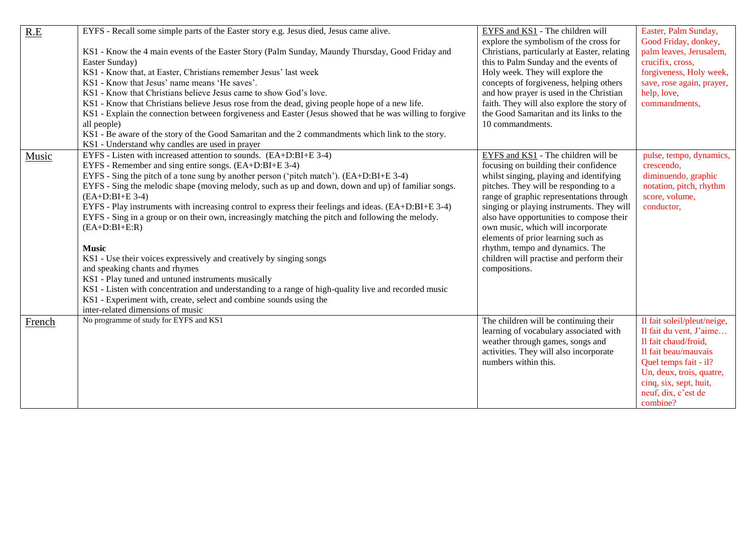| R.E | EYFS - Recall some simple parts of the Easter story e.g. Jesus died, Jesus came alive.<br><br>KS1 - Know the 4 main events of the Easter Story (Palm Sunday, Maundy Thursday, Good Friday and Easter Sunday)<br>KS1 - Know that, at Easter, Christians remember Jesus' last week<br>KS1 - Know that Jesus' name means 'He saves'.<br>KS1 - Know that Christians believe Jesus came to show God's love.<br>KS1 - Know that Christians believe Jesus rose from the dead, giving people hope of a new life.<br>KS1 - Explain the connection between forgiveness and Easter (Jesus showed that he was willing to forgive all people)<br>KS1 - Be aware of the story of the Good Samaritan and the 2 commandments which link to the story.<br>KS1 - Understand why candles are used in prayer | EYFS and KS1 - The children will explore the symbolism of the cross for Christians, particularly at Easter, relating this to Palm Sunday and the events of Holy week. They will explore the concepts of forgiveness, helping others and how prayer is used in the Christian faith. They will also explore the story of the Good Samaritan and its links to the 10 commandments. | Easter, Palm Sunday, Good Friday, donkey, palm leaves, Jerusalem, crucifix, cross, forgiveness, Holy week, save, rose again, prayer, help, love, commandments, |
|---|---|---|---|
| Music | EYFS - Listen with increased attention to sounds. (EA+D:BI+E 3-4)<br>EYFS - Remember and sing entire songs. (EA+D:BI+E 3-4)<br>EYFS - Sing the pitch of a tone sung by another person ('pitch match'). (EA+D:BI+E 3-4)<br>EYFS - Sing the melodic shape (moving melody, such as up and down, down and up) of familiar songs. (EA+D:BI+E 3-4)<br>EYFS - Play instruments with increasing control to express their feelings and ideas. (EA+D:BI+E 3-4)<br>EYFS - Sing in a group or on their own, increasingly matching the pitch and following the melody. (EA+D:BI+E:R)<br><br>**Music**<br>KS1 - Use their voices expressively and creatively by singing songs and speaking chants and rhymes<br>KS1 - Play tuned and untuned instruments musically<br>KS1 - Listen with concentration and understanding to a range of high-quality live and recorded music<br>KS1 - Experiment with, create, select and combine sounds using the inter-related dimensions of music | EYFS and KS1 - The children will be focusing on building their confidence whilst singing, playing and identifying pitches. They will be responding to a range of graphic representations through singing or playing instruments. They will also have opportunities to compose their own music, which will incorporate elements of prior learning such as rhythm, tempo and dynamics. The children will practise and perform their compositions. | pulse, tempo, dynamics, crescendo, diminuendo, graphic notation, pitch, rhythm score, volume, conductor, |
| French | No programme of study for EYFS and KS1 | The children will be continuing their learning of vocabulary associated with weather through games, songs and activities. They will also incorporate numbers within this. | Il fait soleil/pleut/neige, Il fait du vent, J'aime… Il fait chaud/froid, Il fait beau/mauvais Quel temps fait - il? Un, deux, trois, quatre, cinq, six, sept, huit, neuf, dix, c'est de combine? |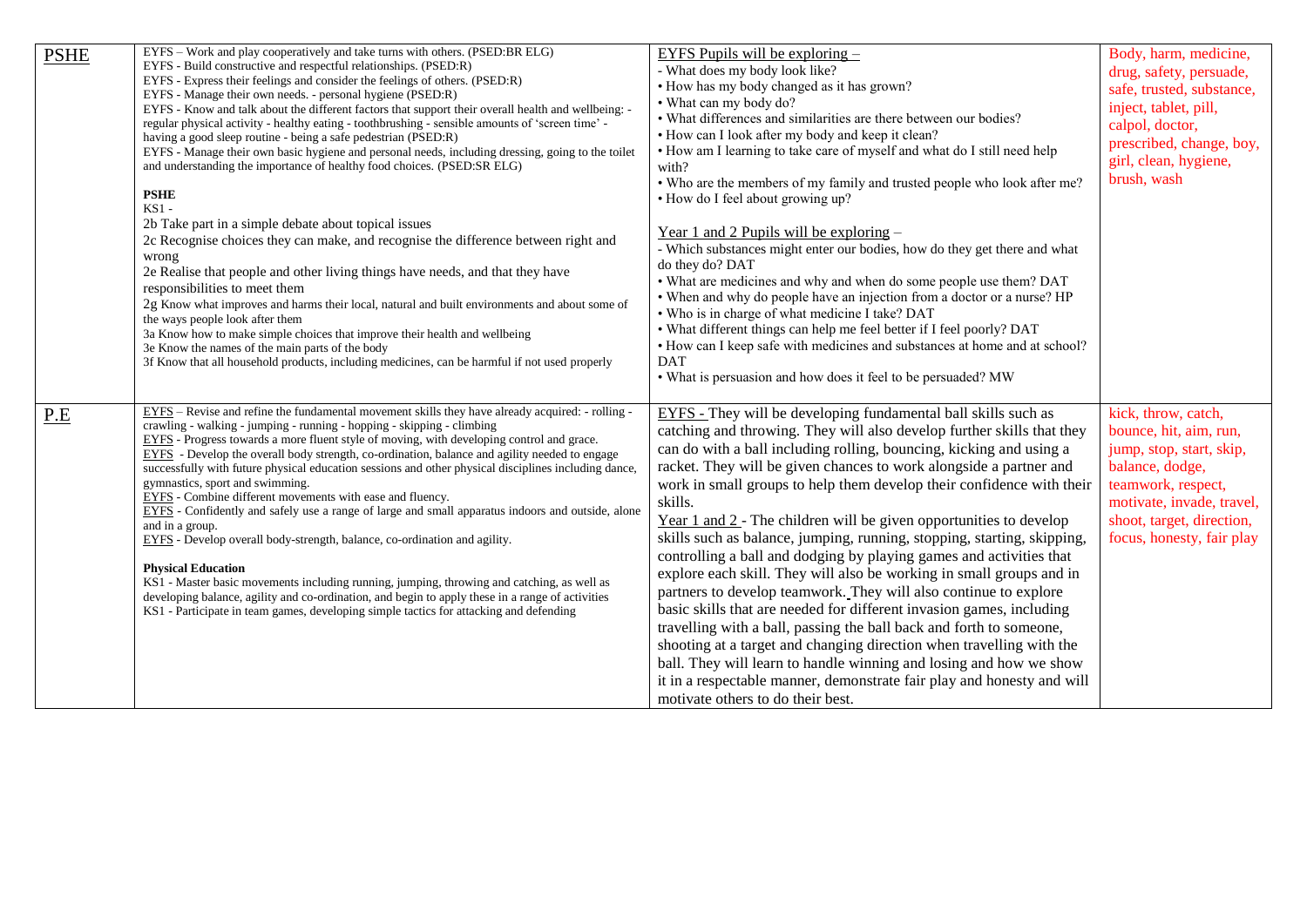| | | | |
|---|---|---|---|
| PSHE | EYFS – Work and play cooperatively and take turns with others. (PSED:BR ELG)<br>EYFS - Build constructive and respectful relationships. (PSED:R)<br>EYFS - Express their feelings and consider the feelings of others. (PSED:R)<br>EYFS - Manage their own needs. - personal hygiene (PSED:R)<br>EYFS - Know and talk about the different factors that support their overall health and wellbeing: - regular physical activity - healthy eating - toothbrushing - sensible amounts of 'screen time' - having a good sleep routine - being a safe pedestrian (PSED:R)<br>EYFS - Manage their own basic hygiene and personal needs, including dressing, going to the toilet and understanding the importance of healthy food choices. (PSED:SR ELG)<br><br>**PSHE**<br>KS1 -<br>2b Take part in a simple debate about topical issues<br>2c Recognise choices they can make, and recognise the difference between right and wrong<br>2e Realise that people and other living things have needs, and that they have responsibilities to meet them<br>2g Know what improves and harms their local, natural and built environments and about some of the ways people look after them<br>3a Know how to make simple choices that improve their health and wellbeing<br>3e Know the names of the main parts of the body<br>3f Know that all household products, including medicines, can be harmful if not used properly | EYFS Pupils will be exploring –<br>- What does my body look like?<br>• How has my body changed as it has grown?<br>• What can my body do?<br>• What differences and similarities are there between our bodies?<br>• How can I look after my body and keep it clean?<br>• How am I learning to take care of myself and what do I still need help with?<br>• Who are the members of my family and trusted people who look after me?<br>• How do I feel about growing up?<br><br>Year 1 and 2 Pupils will be exploring –<br>- Which substances might enter our bodies, how do they get there and what do they do? DAT<br>• What are medicines and why and when do some people use them? DAT<br>• When and why do people have an injection from a doctor or a nurse? HP<br>• Who is in charge of what medicine I take? DAT<br>• What different things can help me feel better if I feel poorly? DAT<br>• How can I keep safe with medicines and substances at home and at school? DAT<br>• What is persuasion and how does it feel to be persuaded? MW | Body, harm, medicine, drug, safety, persuade, safe, trusted, substance, inject, tablet, pill, calpol, doctor, prescribed, change, boy, girl, clean, hygiene, brush, wash |
| P.E | EYFS – Revise and refine the fundamental movement skills they have already acquired: - rolling - crawling - walking - jumping - running - hopping - skipping - climbing<br>EYFS - Progress towards a more fluent style of moving, with developing control and grace.<br>EYFS - Develop the overall body strength, co-ordination, balance and agility needed to engage successfully with future physical education sessions and other physical disciplines including dance, gymnastics, sport and swimming.<br>EYFS - Combine different movements with ease and fluency.<br>EYFS - Confidently and safely use a range of large and small apparatus indoors and outside, alone and in a group.<br>EYFS - Develop overall body-strength, balance, co-ordination and agility.<br><br>**Physical Education**<br>KS1 - Master basic movements including running, jumping, throwing and catching, as well as developing balance, agility and co-ordination, and begin to apply these in a range of activities<br>KS1 - Participate in team games, developing simple tactics for attacking and defending | EYFS - They will be developing fundamental ball skills such as catching and throwing. They will also develop further skills that they can do with a ball including rolling, bouncing, kicking and using a racket. They will be given chances to work alongside a partner and work in small groups to help them develop their confidence with their skills.<br>Year 1 and 2 - The children will be given opportunities to develop skills such as balance, jumping, running, stopping, starting, skipping, controlling a ball and dodging by playing games and activities that explore each skill. They will also be working in small groups and in partners to develop teamwork. They will also continue to explore basic skills that are needed for different invasion games, including travelling with a ball, passing the ball back and forth to someone, shooting at a target and changing direction when travelling with the ball. They will learn to handle winning and losing and how we show it in a respectable manner, demonstrate fair play and honesty and will motivate others to do their best. | kick, throw, catch, bounce, hit, aim, run, jump, stop, start, skip, balance, dodge, teamwork, respect, motivate, invade, travel, shoot, target, direction, focus, honesty, fair play |